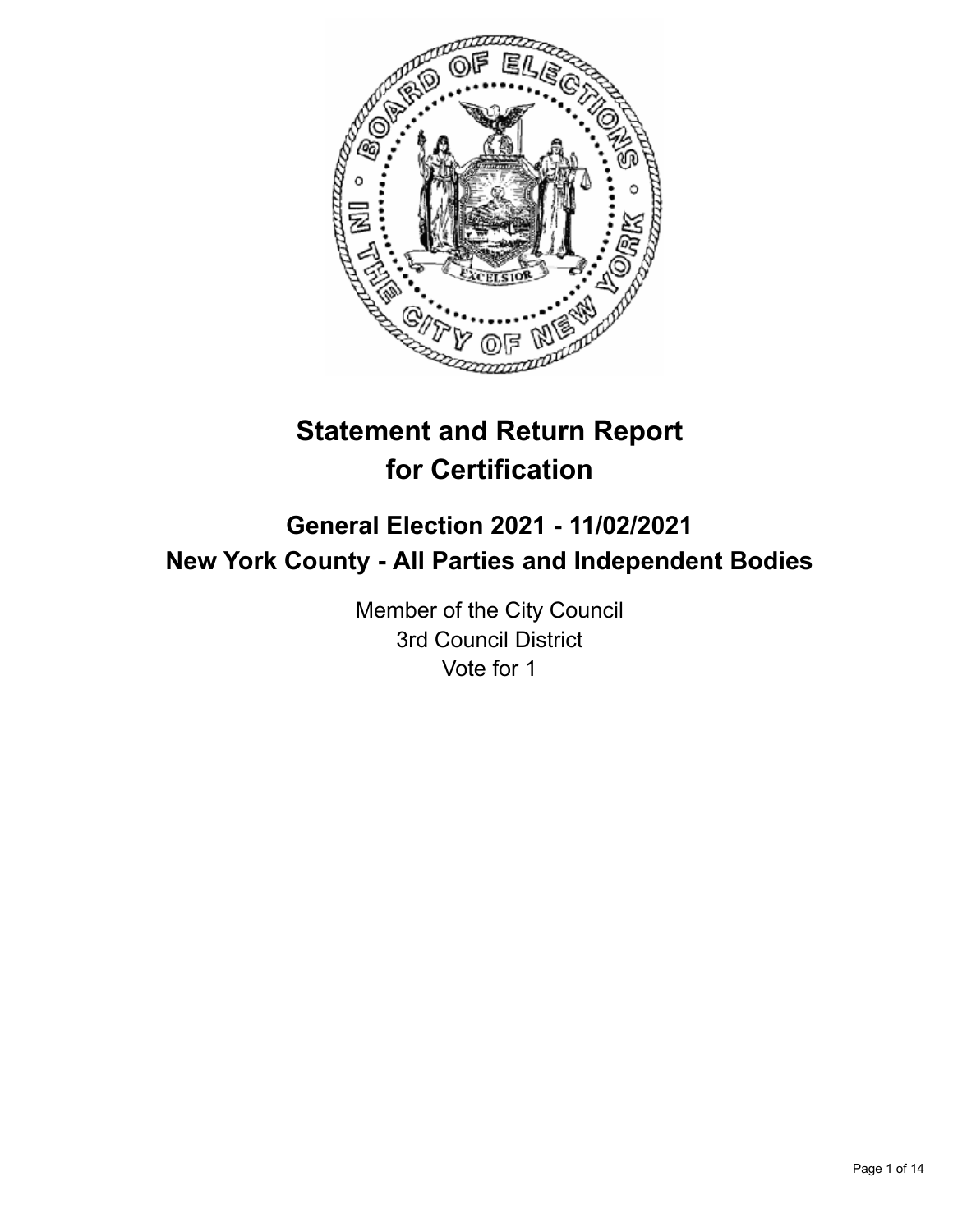# Statement and Return Report for Certification

## General Election 2021 - 11/02/2021
## New York County - All Parties and Independent Bodies

Member of the City Council
3rd Council District
Vote for 1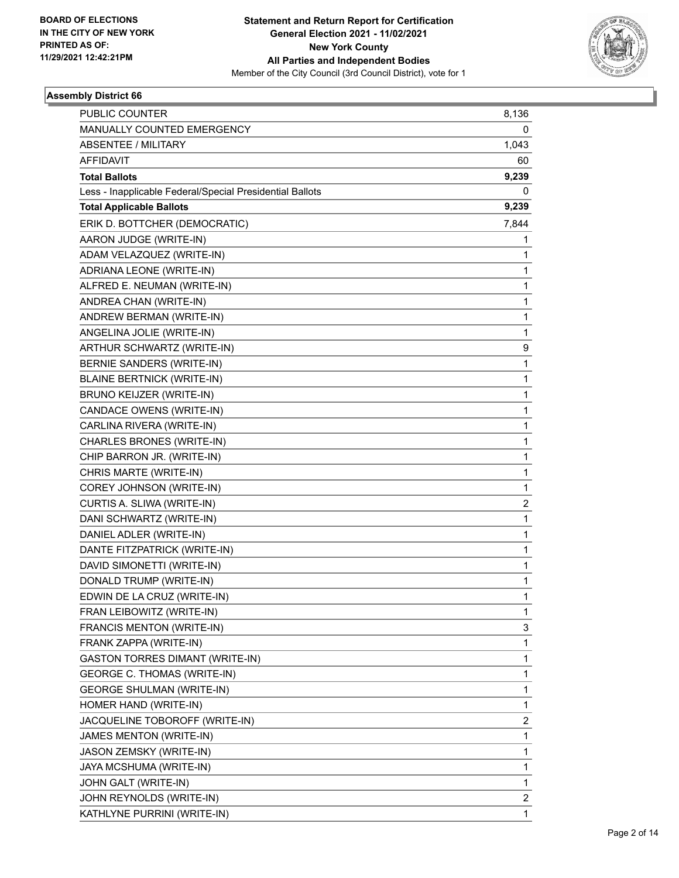BOARD OF ELECTIONS
IN THE CITY OF NEW YORK
PRINTED AS OF:
11/29/2021 12:42:21PM

**Statement and Return Report for Certification**
**General Election 2021 - 11/02/2021**
**New York County**
**All Parties and Independent Bodies**
Member of the City Council (3rd Council District), vote for 1

### Assembly District 66

| | |
|---|---|
| PUBLIC COUNTER | 8,136 |
| MANUALLY COUNTED EMERGENCY | 0 |
| ABSENTEE / MILITARY | 1,043 |
| AFFIDAVIT | 60 |
| **Total Ballots** | **9,239** |
| Less - Inapplicable Federal/Special Presidential Ballots | 0 |
| **Total Applicable Ballots** | **9,239** |
| ERIK D. BOTTCHER (DEMOCRATIC) | 7,844 |
| AARON JUDGE (WRITE-IN) | 1 |
| ADAM VELAZQUEZ (WRITE-IN) | 1 |
| ADRIANA LEONE (WRITE-IN) | 1 |
| ALFRED E. NEUMAN (WRITE-IN) | 1 |
| ANDREA CHAN (WRITE-IN) | 1 |
| ANDREW BERMAN (WRITE-IN) | 1 |
| ANGELINA JOLIE (WRITE-IN) | 1 |
| ARTHUR SCHWARTZ (WRITE-IN) | 9 |
| BERNIE SANDERS (WRITE-IN) | 1 |
| BLAINE BERTNICK (WRITE-IN) | 1 |
| BRUNO KEIJZER (WRITE-IN) | 1 |
| CANDACE OWENS (WRITE-IN) | 1 |
| CARLINA RIVERA (WRITE-IN) | 1 |
| CHARLES BRONES (WRITE-IN) | 1 |
| CHIP BARRON JR. (WRITE-IN) | 1 |
| CHRIS MARTE (WRITE-IN) | 1 |
| COREY JOHNSON (WRITE-IN) | 1 |
| CURTIS A. SLIWA (WRITE-IN) | 2 |
| DANI SCHWARTZ (WRITE-IN) | 1 |
| DANIEL ADLER (WRITE-IN) | 1 |
| DANTE FITZPATRICK (WRITE-IN) | 1 |
| DAVID SIMONETTI (WRITE-IN) | 1 |
| DONALD TRUMP (WRITE-IN) | 1 |
| EDWIN DE LA CRUZ (WRITE-IN) | 1 |
| FRAN LEIBOWITZ (WRITE-IN) | 1 |
| FRANCIS MENTON (WRITE-IN) | 3 |
| FRANK ZAPPA (WRITE-IN) | 1 |
| GASTON TORRES DIMANT (WRITE-IN) | 1 |
| GEORGE C. THOMAS (WRITE-IN) | 1 |
| GEORGE SHULMAN (WRITE-IN) | 1 |
| HOMER HAND (WRITE-IN) | 1 |
| JACQUELINE TOBOROFF (WRITE-IN) | 2 |
| JAMES MENTON (WRITE-IN) | 1 |
| JASON ZEMSKY (WRITE-IN) | 1 |
| JAYA MCSHUMA (WRITE-IN) | 1 |
| JOHN GALT (WRITE-IN) | 1 |
| JOHN REYNOLDS (WRITE-IN) | 2 |
| KATHLYNE PURRINI (WRITE-IN) | 1 |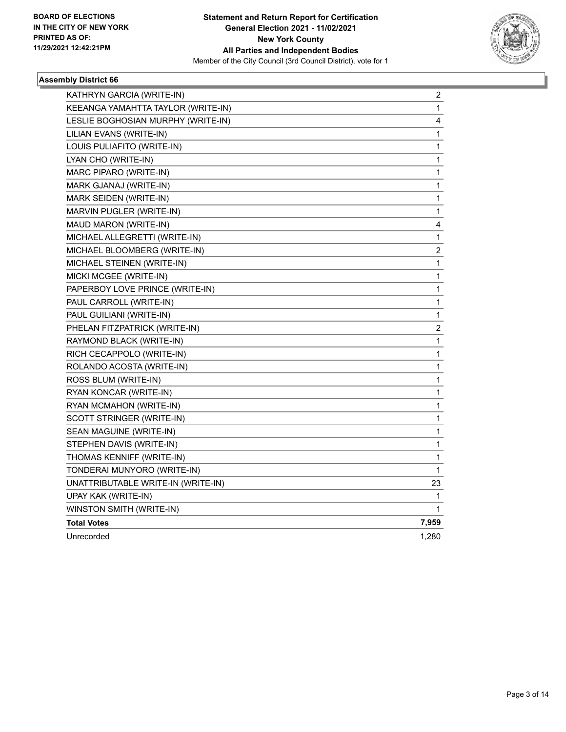**Statement and Return Report for Certification**
**General Election 2021 - 11/02/2021**
**New York County**
**All Parties and Independent Bodies**
Member of the City Council (3rd Council District), vote for 1

BOARD OF ELECTIONS
IN THE CITY OF NEW YORK
PRINTED AS OF:
11/29/2021 12:42:21PM

### Assembly District 66

| | |
|---|---|
| KATHRYN GARCIA (WRITE-IN) | 2 |
| KEEANGA YAMAHTTA TAYLOR (WRITE-IN) | 1 |
| LESLIE BOGHOSIAN MURPHY (WRITE-IN) | 4 |
| LILIAN EVANS (WRITE-IN) | 1 |
| LOUIS PULIAFITO (WRITE-IN) | 1 |
| LYAN CHO (WRITE-IN) | 1 |
| MARC PIPARO (WRITE-IN) | 1 |
| MARK GJANAJ (WRITE-IN) | 1 |
| MARK SEIDEN (WRITE-IN) | 1 |
| MARVIN PUGLER (WRITE-IN) | 1 |
| MAUD MARON (WRITE-IN) | 4 |
| MICHAEL ALLEGRETTI (WRITE-IN) | 1 |
| MICHAEL BLOOMBERG (WRITE-IN) | 2 |
| MICHAEL STEINEN (WRITE-IN) | 1 |
| MICKI MCGEE (WRITE-IN) | 1 |
| PAPERBOY LOVE PRINCE (WRITE-IN) | 1 |
| PAUL CARROLL (WRITE-IN) | 1 |
| PAUL GUILIANI (WRITE-IN) | 1 |
| PHELAN FITZPATRICK (WRITE-IN) | 2 |
| RAYMOND BLACK (WRITE-IN) | 1 |
| RICH CECAPPOLO (WRITE-IN) | 1 |
| ROLANDO ACOSTA (WRITE-IN) | 1 |
| ROSS BLUM (WRITE-IN) | 1 |
| RYAN KONCAR (WRITE-IN) | 1 |
| RYAN MCMAHON (WRITE-IN) | 1 |
| SCOTT STRINGER (WRITE-IN) | 1 |
| SEAN MAGUINE (WRITE-IN) | 1 |
| STEPHEN DAVIS (WRITE-IN) | 1 |
| THOMAS KENNIFF (WRITE-IN) | 1 |
| TONDERAI MUNYORO (WRITE-IN) | 1 |
| UNATTRIBUTABLE WRITE-IN (WRITE-IN) | 23 |
| UPAY KAK (WRITE-IN) | 1 |
| WINSTON SMITH (WRITE-IN) | 1 |
| **Total Votes** | **7,959** |
| Unrecorded | 1,280 |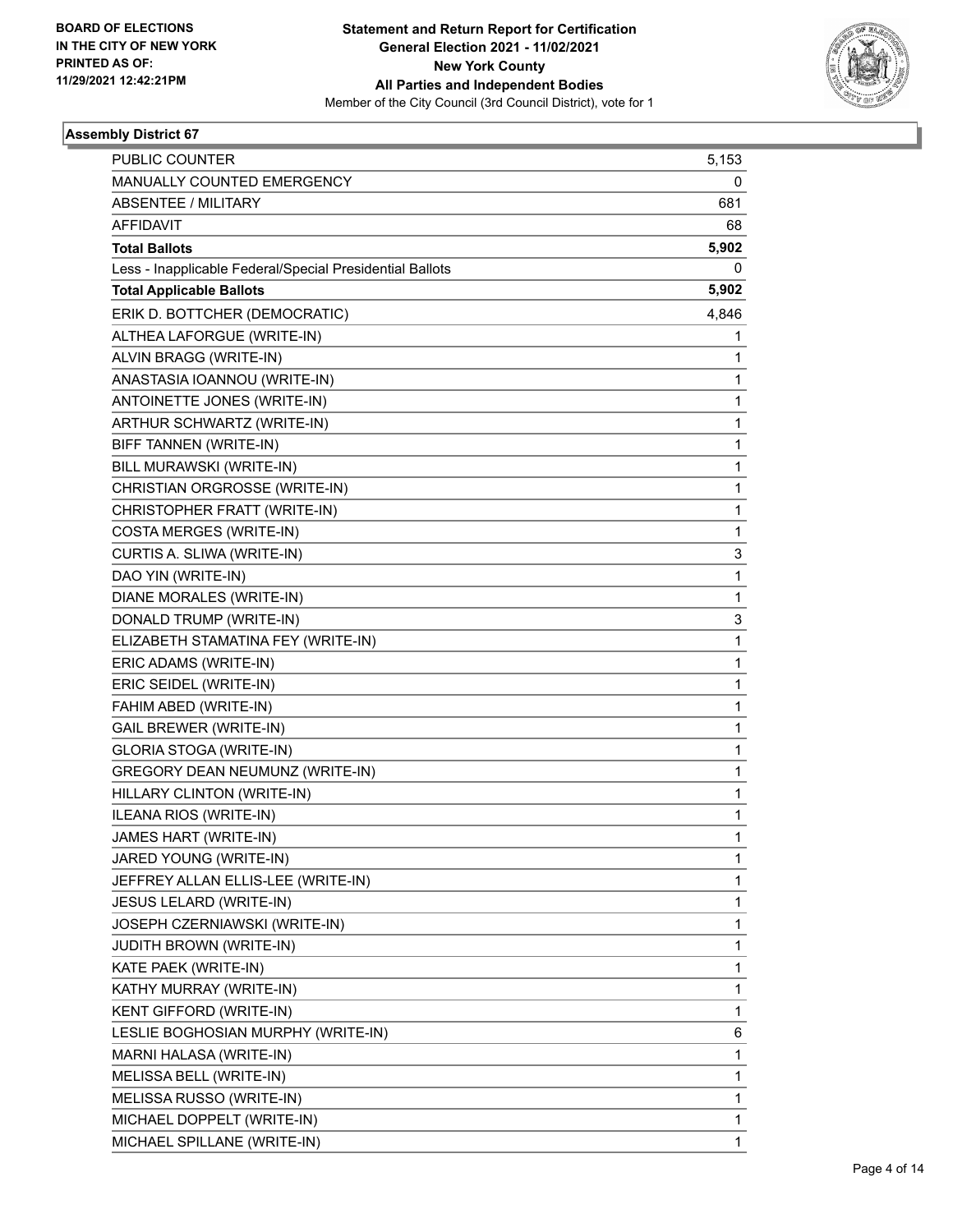**BOARD OF ELECTIONS IN THE CITY OF NEW YORK PRINTED AS OF: 11/29/2021 12:42:21PM**

**Statement and Return Report for Certification General Election 2021 - 11/02/2021 New York County All Parties and Independent Bodies**

Member of the City Council (3rd Council District), vote for 1

### Assembly District 67

| | |
|---|---|
| PUBLIC COUNTER | 5,153 |
| MANUALLY COUNTED EMERGENCY | 0 |
| ABSENTEE / MILITARY | 681 |
| AFFIDAVIT | 68 |
| **Total Ballots** | **5,902** |
| Less - Inapplicable Federal/Special Presidential Ballots | 0 |
| **Total Applicable Ballots** | **5,902** |
| ERIK D. BOTTCHER (DEMOCRATIC) | 4,846 |
| ALTHEA LAFORGUE (WRITE-IN) | 1 |
| ALVIN BRAGG (WRITE-IN) | 1 |
| ANASTASIA IOANNOU (WRITE-IN) | 1 |
| ANTOINETTE JONES (WRITE-IN) | 1 |
| ARTHUR SCHWARTZ (WRITE-IN) | 1 |
| BIFF TANNEN (WRITE-IN) | 1 |
| BILL MURAWSKI (WRITE-IN) | 1 |
| CHRISTIAN ORGROSSE (WRITE-IN) | 1 |
| CHRISTOPHER FRATT (WRITE-IN) | 1 |
| COSTA MERGES (WRITE-IN) | 1 |
| CURTIS A. SLIWA (WRITE-IN) | 3 |
| DAO YIN (WRITE-IN) | 1 |
| DIANE MORALES (WRITE-IN) | 1 |
| DONALD TRUMP (WRITE-IN) | 3 |
| ELIZABETH STAMATINA FEY (WRITE-IN) | 1 |
| ERIC ADAMS (WRITE-IN) | 1 |
| ERIC SEIDEL (WRITE-IN) | 1 |
| FAHIM ABED (WRITE-IN) | 1 |
| GAIL BREWER (WRITE-IN) | 1 |
| GLORIA STOGA (WRITE-IN) | 1 |
| GREGORY DEAN NEUMUNZ (WRITE-IN) | 1 |
| HILLARY CLINTON (WRITE-IN) | 1 |
| ILEANA RIOS (WRITE-IN) | 1 |
| JAMES HART (WRITE-IN) | 1 |
| JARED YOUNG (WRITE-IN) | 1 |
| JEFFREY ALLAN ELLIS-LEE (WRITE-IN) | 1 |
| JESUS LELARD (WRITE-IN) | 1 |
| JOSEPH CZERNIAWSKI (WRITE-IN) | 1 |
| JUDITH BROWN (WRITE-IN) | 1 |
| KATE PAEK (WRITE-IN) | 1 |
| KATHY MURRAY (WRITE-IN) | 1 |
| KENT GIFFORD (WRITE-IN) | 1 |
| LESLIE BOGHOSIAN MURPHY (WRITE-IN) | 6 |
| MARNI HALASA (WRITE-IN) | 1 |
| MELISSA BELL (WRITE-IN) | 1 |
| MELISSA RUSSO (WRITE-IN) | 1 |
| MICHAEL DOPPELT (WRITE-IN) | 1 |
| MICHAEL SPILLANE (WRITE-IN) | 1 |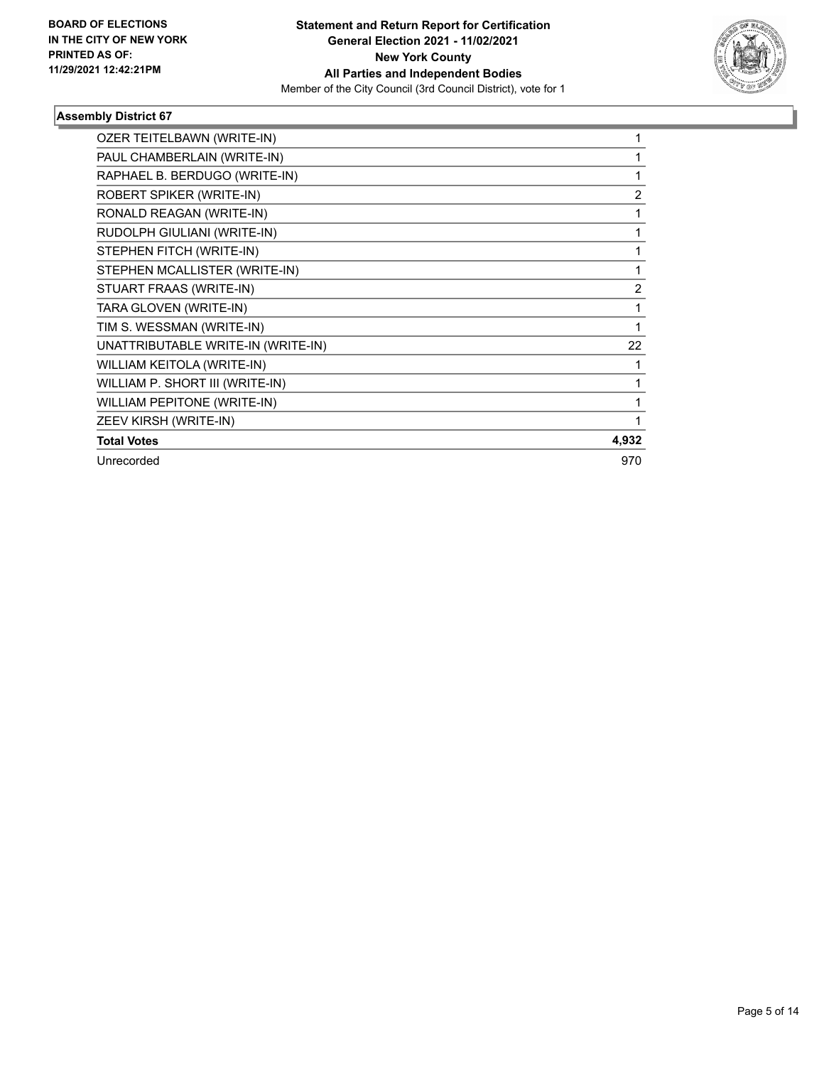**BOARD OF ELECTIONS IN THE CITY OF NEW YORK PRINTED AS OF: 11/29/2021 12:42:21PM**

**Statement and Return Report for Certification General Election 2021 - 11/02/2021 New York County All Parties and Independent Bodies**

Member of the City Council (3rd Council District), vote for 1

### Assembly District 67

| | |
|---|---|
| OZER TEITELBAWN (WRITE-IN) | 1 |
| PAUL CHAMBERLAIN (WRITE-IN) | 1 |
| RAPHAEL B. BERDUGO (WRITE-IN) | 1 |
| ROBERT SPIKER (WRITE-IN) | 2 |
| RONALD REAGAN (WRITE-IN) | 1 |
| RUDOLPH GIULIANI (WRITE-IN) | 1 |
| STEPHEN FITCH (WRITE-IN) | 1 |
| STEPHEN MCALLISTER (WRITE-IN) | 1 |
| STUART FRAAS (WRITE-IN) | 2 |
| TARA GLOVEN (WRITE-IN) | 1 |
| TIM S. WESSMAN (WRITE-IN) | 1 |
| UNATTRIBUTABLE WRITE-IN (WRITE-IN) | 22 |
| WILLIAM KEITOLA (WRITE-IN) | 1 |
| WILLIAM P. SHORT III (WRITE-IN) | 1 |
| WILLIAM PEPITONE (WRITE-IN) | 1 |
| ZEEV KIRSH (WRITE-IN) | 1 |
| **Total Votes** | **4,932** |
| Unrecorded | 970 |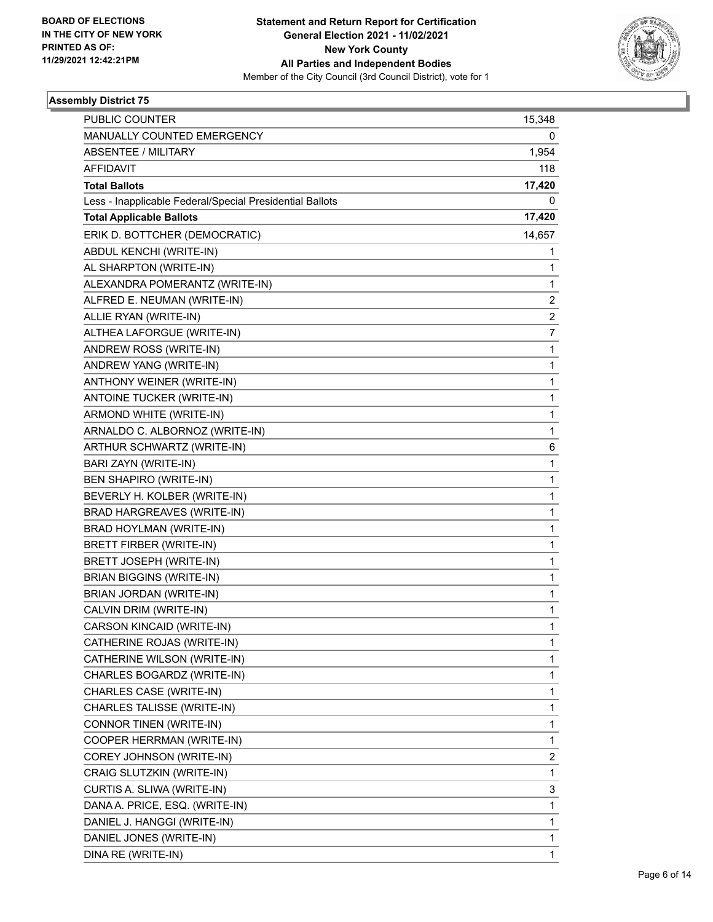**BOARD OF ELECTIONS IN THE CITY OF NEW YORK PRINTED AS OF: 11/29/2021 12:42:21PM**

**Statement and Return Report for Certification General Election 2021 - 11/02/2021 New York County All Parties and Independent Bodies**

Member of the City Council (3rd Council District), vote for 1

### Assembly District 75

| | |
|---|---|
| PUBLIC COUNTER | 15,348 |
| MANUALLY COUNTED EMERGENCY | 0 |
| ABSENTEE / MILITARY | 1,954 |
| AFFIDAVIT | 118 |
| **Total Ballots** | **17,420** |
| Less - Inapplicable Federal/Special Presidential Ballots | 0 |
| **Total Applicable Ballots** | **17,420** |
| ERIK D. BOTTCHER (DEMOCRATIC) | 14,657 |
| ABDUL KENCHI (WRITE-IN) | 1 |
| AL SHARPTON (WRITE-IN) | 1 |
| ALEXANDRA POMERANTZ (WRITE-IN) | 1 |
| ALFRED E. NEUMAN (WRITE-IN) | 2 |
| ALLIE RYAN (WRITE-IN) | 2 |
| ALTHEA LAFORGUE (WRITE-IN) | 7 |
| ANDREW ROSS (WRITE-IN) | 1 |
| ANDREW YANG (WRITE-IN) | 1 |
| ANTHONY WEINER (WRITE-IN) | 1 |
| ANTOINE TUCKER (WRITE-IN) | 1 |
| ARMOND WHITE (WRITE-IN) | 1 |
| ARNALDO C. ALBORNOZ (WRITE-IN) | 1 |
| ARTHUR SCHWARTZ (WRITE-IN) | 6 |
| BARI ZAYN (WRITE-IN) | 1 |
| BEN SHAPIRO (WRITE-IN) | 1 |
| BEVERLY H. KOLBER (WRITE-IN) | 1 |
| BRAD HARGREAVES (WRITE-IN) | 1 |
| BRAD HOYLMAN (WRITE-IN) | 1 |
| BRETT FIRBER (WRITE-IN) | 1 |
| BRETT JOSEPH (WRITE-IN) | 1 |
| BRIAN BIGGINS (WRITE-IN) | 1 |
| BRIAN JORDAN (WRITE-IN) | 1 |
| CALVIN DRIM (WRITE-IN) | 1 |
| CARSON KINCAID (WRITE-IN) | 1 |
| CATHERINE ROJAS (WRITE-IN) | 1 |
| CATHERINE WILSON (WRITE-IN) | 1 |
| CHARLES BOGARDZ (WRITE-IN) | 1 |
| CHARLES CASE (WRITE-IN) | 1 |
| CHARLES TALISSE (WRITE-IN) | 1 |
| CONNOR TINEN (WRITE-IN) | 1 |
| COOPER HERRMAN (WRITE-IN) | 1 |
| COREY JOHNSON (WRITE-IN) | 2 |
| CRAIG SLUTZKIN (WRITE-IN) | 1 |
| CURTIS A. SLIWA (WRITE-IN) | 3 |
| DANA A. PRICE, ESQ. (WRITE-IN) | 1 |
| DANIEL J. HANGGI (WRITE-IN) | 1 |
| DANIEL JONES (WRITE-IN) | 1 |
| DINA RE (WRITE-IN) | 1 |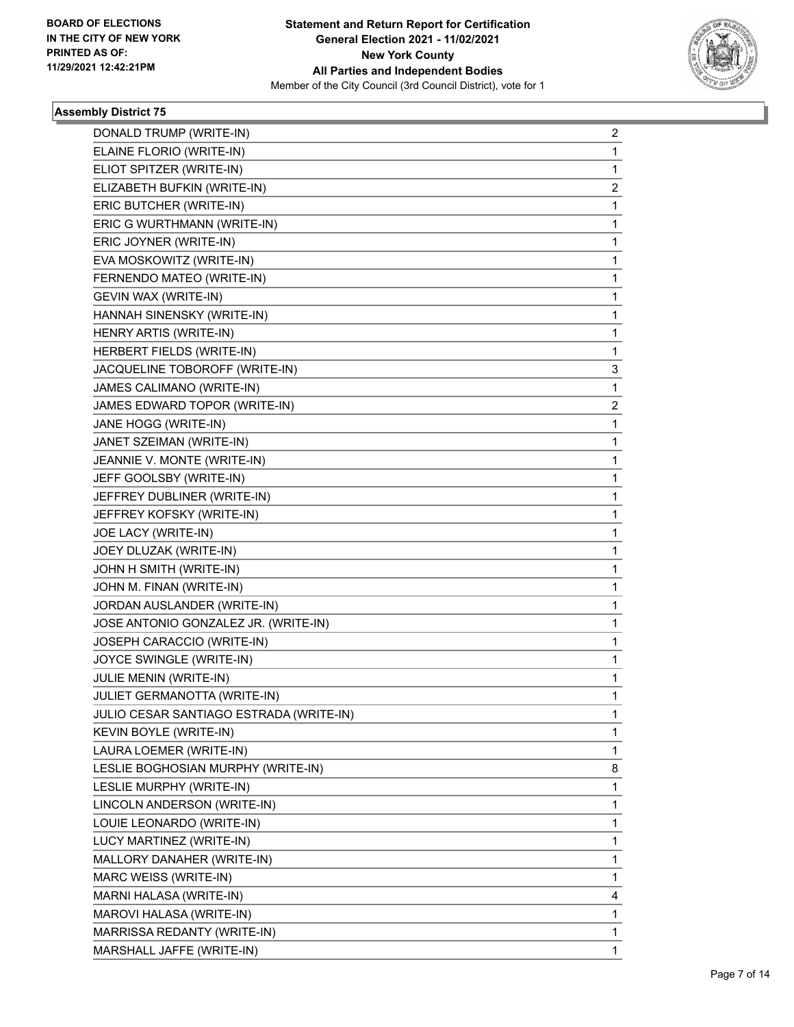**BOARD OF ELECTIONS IN THE CITY OF NEW YORK PRINTED AS OF: 11/29/2021 12:42:21PM**

**Statement and Return Report for Certification General Election 2021 - 11/02/2021 New York County All Parties and Independent Bodies**

Member of the City Council (3rd Council District), vote for 1

### Assembly District 75

| Candidate | Votes |
|---|---|
| DONALD TRUMP (WRITE-IN) | 2 |
| ELAINE FLORIO (WRITE-IN) | 1 |
| ELIOT SPITZER (WRITE-IN) | 1 |
| ELIZABETH BUFKIN (WRITE-IN) | 2 |
| ERIC BUTCHER (WRITE-IN) | 1 |
| ERIC G WURTHMANN (WRITE-IN) | 1 |
| ERIC JOYNER (WRITE-IN) | 1 |
| EVA MOSKOWITZ (WRITE-IN) | 1 |
| FERNENDO MATEO (WRITE-IN) | 1 |
| GEVIN WAX (WRITE-IN) | 1 |
| HANNAH SINENSKY (WRITE-IN) | 1 |
| HENRY ARTIS (WRITE-IN) | 1 |
| HERBERT FIELDS (WRITE-IN) | 1 |
| JACQUELINE TOBOROFF (WRITE-IN) | 3 |
| JAMES CALIMANO (WRITE-IN) | 1 |
| JAMES EDWARD TOPOR (WRITE-IN) | 2 |
| JANE HOGG (WRITE-IN) | 1 |
| JANET SZEIMAN (WRITE-IN) | 1 |
| JEANNIE V. MONTE (WRITE-IN) | 1 |
| JEFF GOOLSBY (WRITE-IN) | 1 |
| JEFFREY DUBLINER (WRITE-IN) | 1 |
| JEFFREY KOFSKY (WRITE-IN) | 1 |
| JOE LACY (WRITE-IN) | 1 |
| JOEY DLUZAK (WRITE-IN) | 1 |
| JOHN H SMITH (WRITE-IN) | 1 |
| JOHN M. FINAN (WRITE-IN) | 1 |
| JORDAN AUSLANDER (WRITE-IN) | 1 |
| JOSE ANTONIO GONZALEZ JR. (WRITE-IN) | 1 |
| JOSEPH CARACCIO (WRITE-IN) | 1 |
| JOYCE SWINGLE (WRITE-IN) | 1 |
| JULIE MENIN (WRITE-IN) | 1 |
| JULIET GERMANOTTA (WRITE-IN) | 1 |
| JULIO CESAR SANTIAGO ESTRADA (WRITE-IN) | 1 |
| KEVIN BOYLE (WRITE-IN) | 1 |
| LAURA LOEMER (WRITE-IN) | 1 |
| LESLIE BOGHOSIAN MURPHY (WRITE-IN) | 8 |
| LESLIE MURPHY (WRITE-IN) | 1 |
| LINCOLN ANDERSON (WRITE-IN) | 1 |
| LOUIE LEONARDO (WRITE-IN) | 1 |
| LUCY MARTINEZ (WRITE-IN) | 1 |
| MALLORY DANAHER (WRITE-IN) | 1 |
| MARC WEISS (WRITE-IN) | 1 |
| MARNI HALASA (WRITE-IN) | 4 |
| MAROVI HALASA (WRITE-IN) | 1 |
| MARRISSA REDANTY (WRITE-IN) | 1 |
| MARSHALL JAFFE (WRITE-IN) | 1 |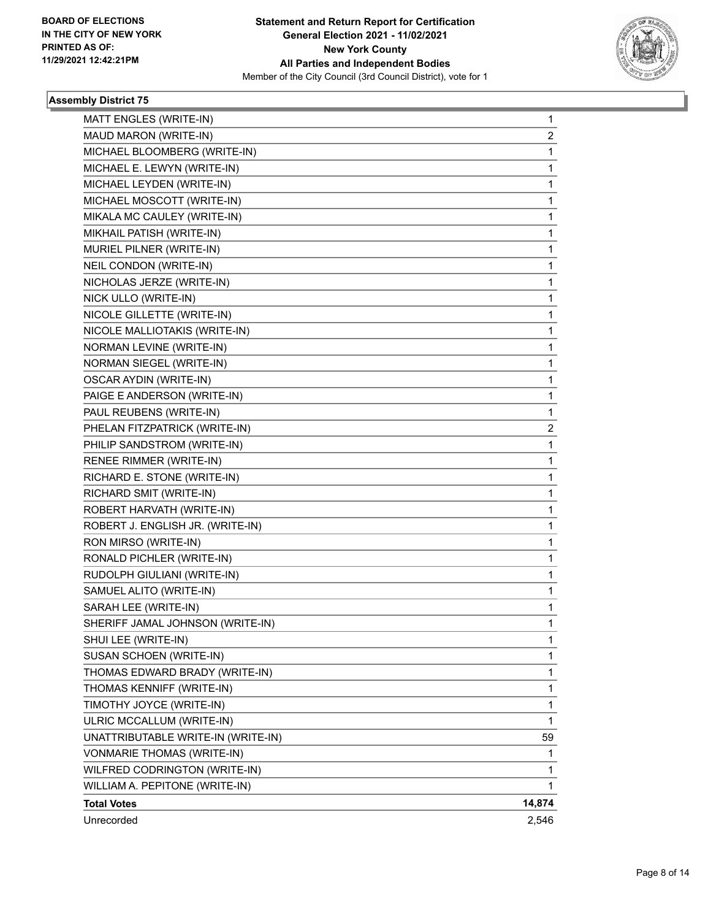**BOARD OF ELECTIONS IN THE CITY OF NEW YORK PRINTED AS OF: 11/29/2021 12:42:21PM**

**Statement and Return Report for Certification General Election 2021 - 11/02/2021 New York County All Parties and Independent Bodies**

Member of the City Council (3rd Council District), vote for 1

### Assembly District 75

| | |
|---|---|
| MATT ENGLES (WRITE-IN) | 1 |
| MAUD MARON (WRITE-IN) | 2 |
| MICHAEL BLOOMBERG (WRITE-IN) | 1 |
| MICHAEL E. LEWYN (WRITE-IN) | 1 |
| MICHAEL LEYDEN (WRITE-IN) | 1 |
| MICHAEL MOSCOTT (WRITE-IN) | 1 |
| MIKALA MC CAULEY (WRITE-IN) | 1 |
| MIKHAIL PATISH (WRITE-IN) | 1 |
| MURIEL PILNER (WRITE-IN) | 1 |
| NEIL CONDON (WRITE-IN) | 1 |
| NICHOLAS JERZE (WRITE-IN) | 1 |
| NICK ULLO (WRITE-IN) | 1 |
| NICOLE GILLETTE (WRITE-IN) | 1 |
| NICOLE MALLIOTAKIS (WRITE-IN) | 1 |
| NORMAN LEVINE (WRITE-IN) | 1 |
| NORMAN SIEGEL (WRITE-IN) | 1 |
| OSCAR AYDIN (WRITE-IN) | 1 |
| PAIGE E ANDERSON (WRITE-IN) | 1 |
| PAUL REUBENS (WRITE-IN) | 1 |
| PHELAN FITZPATRICK (WRITE-IN) | 2 |
| PHILIP SANDSTROM (WRITE-IN) | 1 |
| RENEE RIMMER (WRITE-IN) | 1 |
| RICHARD E. STONE (WRITE-IN) | 1 |
| RICHARD SMIT (WRITE-IN) | 1 |
| ROBERT HARVATH (WRITE-IN) | 1 |
| ROBERT J. ENGLISH JR. (WRITE-IN) | 1 |
| RON MIRSO (WRITE-IN) | 1 |
| RONALD PICHLER (WRITE-IN) | 1 |
| RUDOLPH GIULIANI (WRITE-IN) | 1 |
| SAMUEL ALITO (WRITE-IN) | 1 |
| SARAH LEE (WRITE-IN) | 1 |
| SHERIFF JAMAL JOHNSON (WRITE-IN) | 1 |
| SHUI LEE (WRITE-IN) | 1 |
| SUSAN SCHOEN (WRITE-IN) | 1 |
| THOMAS EDWARD BRADY (WRITE-IN) | 1 |
| THOMAS KENNIFF (WRITE-IN) | 1 |
| TIMOTHY JOYCE (WRITE-IN) | 1 |
| ULRIC MCCALLUM (WRITE-IN) | 1 |
| UNATTRIBUTABLE WRITE-IN (WRITE-IN) | 59 |
| VONMARIE THOMAS (WRITE-IN) | 1 |
| WILFRED CODRINGTON (WRITE-IN) | 1 |
| WILLIAM A. PEPITONE (WRITE-IN) | 1 |
| **Total Votes** | **14,874** |
| Unrecorded | 2,546 |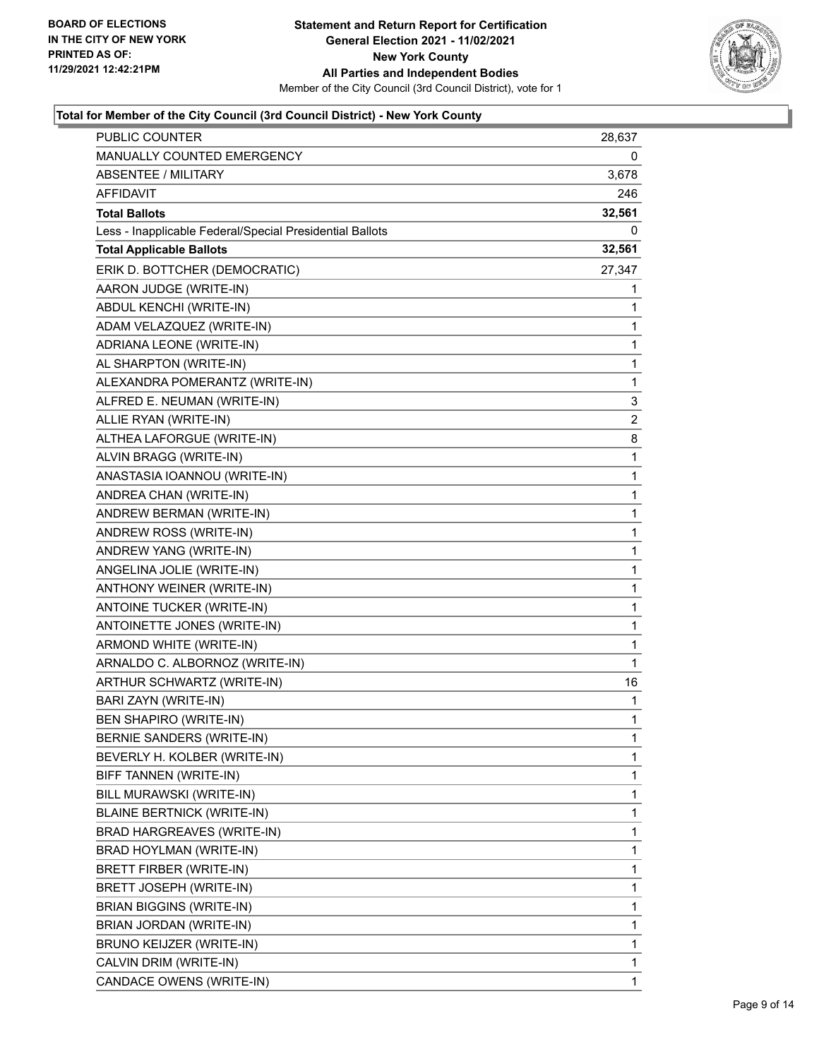**BOARD OF ELECTIONS IN THE CITY OF NEW YORK PRINTED AS OF: 11/29/2021 12:42:21PM**

**Statement and Return Report for Certification General Election 2021 - 11/02/2021 New York County All Parties and Independent Bodies**

Member of the City Council (3rd Council District), vote for 1

### Total for Member of the City Council (3rd Council District) - New York County

| | |
|---|---|
| PUBLIC COUNTER | 28,637 |
| MANUALLY COUNTED EMERGENCY | 0 |
| ABSENTEE / MILITARY | 3,678 |
| AFFIDAVIT | 246 |
| **Total Ballots** | **32,561** |
| Less - Inapplicable Federal/Special Presidential Ballots | 0 |
| **Total Applicable Ballots** | **32,561** |
| ERIK D. BOTTCHER (DEMOCRATIC) | 27,347 |
| AARON JUDGE (WRITE-IN) | 1 |
| ABDUL KENCHI (WRITE-IN) | 1 |
| ADAM VELAZQUEZ (WRITE-IN) | 1 |
| ADRIANA LEONE (WRITE-IN) | 1 |
| AL SHARPTON (WRITE-IN) | 1 |
| ALEXANDRA POMERANTZ (WRITE-IN) | 1 |
| ALFRED E. NEUMAN (WRITE-IN) | 3 |
| ALLIE RYAN (WRITE-IN) | 2 |
| ALTHEA LAFORGUE (WRITE-IN) | 8 |
| ALVIN BRAGG (WRITE-IN) | 1 |
| ANASTASIA IOANNOU (WRITE-IN) | 1 |
| ANDREA CHAN (WRITE-IN) | 1 |
| ANDREW BERMAN (WRITE-IN) | 1 |
| ANDREW ROSS (WRITE-IN) | 1 |
| ANDREW YANG (WRITE-IN) | 1 |
| ANGELINA JOLIE (WRITE-IN) | 1 |
| ANTHONY WEINER (WRITE-IN) | 1 |
| ANTOINE TUCKER (WRITE-IN) | 1 |
| ANTOINETTE JONES (WRITE-IN) | 1 |
| ARMOND WHITE (WRITE-IN) | 1 |
| ARNALDO C. ALBORNOZ (WRITE-IN) | 1 |
| ARTHUR SCHWARTZ (WRITE-IN) | 16 |
| BARI ZAYN (WRITE-IN) | 1 |
| BEN SHAPIRO (WRITE-IN) | 1 |
| BERNIE SANDERS (WRITE-IN) | 1 |
| BEVERLY H. KOLBER (WRITE-IN) | 1 |
| BIFF TANNEN (WRITE-IN) | 1 |
| BILL MURAWSKI (WRITE-IN) | 1 |
| BLAINE BERTNICK (WRITE-IN) | 1 |
| BRAD HARGREAVES (WRITE-IN) | 1 |
| BRAD HOYLMAN (WRITE-IN) | 1 |
| BRETT FIRBER (WRITE-IN) | 1 |
| BRETT JOSEPH (WRITE-IN) | 1 |
| BRIAN BIGGINS (WRITE-IN) | 1 |
| BRIAN JORDAN (WRITE-IN) | 1 |
| BRUNO KEIJZER (WRITE-IN) | 1 |
| CALVIN DRIM (WRITE-IN) | 1 |
| CANDACE OWENS (WRITE-IN) | 1 |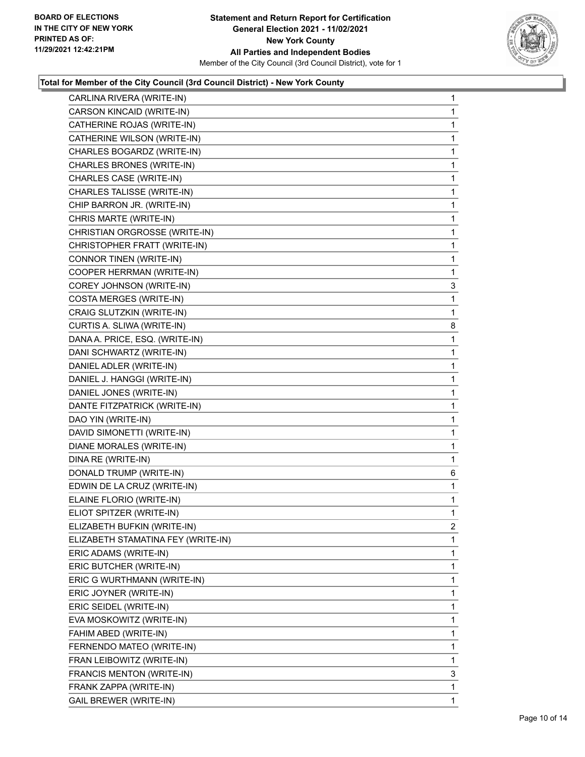**Total for Member of the City Council (3rd Council District) - New York County**

| Candidate | Votes |
|---|---|
| CARLINA RIVERA (WRITE-IN) | 1 |
| CARSON KINCAID (WRITE-IN) | 1 |
| CATHERINE ROJAS (WRITE-IN) | 1 |
| CATHERINE WILSON (WRITE-IN) | 1 |
| CHARLES BOGARDZ (WRITE-IN) | 1 |
| CHARLES BRONES (WRITE-IN) | 1 |
| CHARLES CASE (WRITE-IN) | 1 |
| CHARLES TALISSE (WRITE-IN) | 1 |
| CHIP BARRON JR. (WRITE-IN) | 1 |
| CHRIS MARTE (WRITE-IN) | 1 |
| CHRISTIAN ORGROSSE (WRITE-IN) | 1 |
| CHRISTOPHER FRATT (WRITE-IN) | 1 |
| CONNOR TINEN (WRITE-IN) | 1 |
| COOPER HERRMAN (WRITE-IN) | 1 |
| COREY JOHNSON (WRITE-IN) | 3 |
| COSTA MERGES (WRITE-IN) | 1 |
| CRAIG SLUTZKIN (WRITE-IN) | 1 |
| CURTIS A. SLIWA (WRITE-IN) | 8 |
| DANA A. PRICE, ESQ. (WRITE-IN) | 1 |
| DANI SCHWARTZ (WRITE-IN) | 1 |
| DANIEL ADLER (WRITE-IN) | 1 |
| DANIEL J. HANGGI (WRITE-IN) | 1 |
| DANIEL JONES (WRITE-IN) | 1 |
| DANTE FITZPATRICK (WRITE-IN) | 1 |
| DAO YIN (WRITE-IN) | 1 |
| DAVID SIMONETTI (WRITE-IN) | 1 |
| DIANE MORALES (WRITE-IN) | 1 |
| DINA RE (WRITE-IN) | 1 |
| DONALD TRUMP (WRITE-IN) | 6 |
| EDWIN DE LA CRUZ (WRITE-IN) | 1 |
| ELAINE FLORIO (WRITE-IN) | 1 |
| ELIOT SPITZER (WRITE-IN) | 1 |
| ELIZABETH BUFKIN (WRITE-IN) | 2 |
| ELIZABETH STAMATINA FEY (WRITE-IN) | 1 |
| ERIC ADAMS (WRITE-IN) | 1 |
| ERIC BUTCHER (WRITE-IN) | 1 |
| ERIC G WURTHMANN (WRITE-IN) | 1 |
| ERIC JOYNER (WRITE-IN) | 1 |
| ERIC SEIDEL (WRITE-IN) | 1 |
| EVA MOSKOWITZ (WRITE-IN) | 1 |
| FAHIM ABED (WRITE-IN) | 1 |
| FERNENDO MATEO (WRITE-IN) | 1 |
| FRAN LEIBOWITZ (WRITE-IN) | 1 |
| FRANCIS MENTON (WRITE-IN) | 3 |
| FRANK ZAPPA (WRITE-IN) | 1 |
| GAIL BREWER (WRITE-IN) | 1 |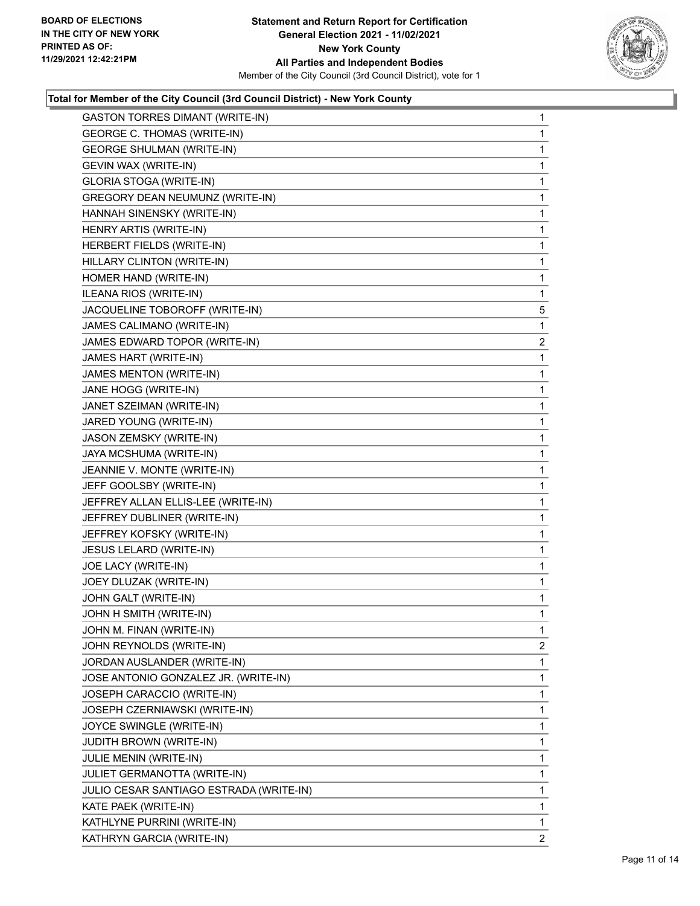**BOARD OF ELECTIONS IN THE CITY OF NEW YORK PRINTED AS OF: 11/29/2021 12:42:21PM**

**Statement and Return Report for Certification General Election 2021 - 11/02/2021 New York County All Parties and Independent Bodies**

Member of the City Council (3rd Council District), vote for 1

### Total for Member of the City Council (3rd Council District) - New York County

| | |
|---|---|
| GASTON TORRES DIMANT (WRITE-IN) | 1 |
| GEORGE C. THOMAS (WRITE-IN) | 1 |
| GEORGE SHULMAN (WRITE-IN) | 1 |
| GEVIN WAX (WRITE-IN) | 1 |
| GLORIA STOGA (WRITE-IN) | 1 |
| GREGORY DEAN NEUMUNZ (WRITE-IN) | 1 |
| HANNAH SINENSKY (WRITE-IN) | 1 |
| HENRY ARTIS (WRITE-IN) | 1 |
| HERBERT FIELDS (WRITE-IN) | 1 |
| HILLARY CLINTON (WRITE-IN) | 1 |
| HOMER HAND (WRITE-IN) | 1 |
| ILEANA RIOS (WRITE-IN) | 1 |
| JACQUELINE TOBOROFF (WRITE-IN) | 5 |
| JAMES CALIMANO (WRITE-IN) | 1 |
| JAMES EDWARD TOPOR (WRITE-IN) | 2 |
| JAMES HART (WRITE-IN) | 1 |
| JAMES MENTON (WRITE-IN) | 1 |
| JANE HOGG (WRITE-IN) | 1 |
| JANET SZEIMAN (WRITE-IN) | 1 |
| JARED YOUNG (WRITE-IN) | 1 |
| JASON ZEMSKY (WRITE-IN) | 1 |
| JAYA MCSHUMA (WRITE-IN) | 1 |
| JEANNIE V. MONTE (WRITE-IN) | 1 |
| JEFF GOOLSBY (WRITE-IN) | 1 |
| JEFFREY ALLAN ELLIS-LEE (WRITE-IN) | 1 |
| JEFFREY DUBLINER (WRITE-IN) | 1 |
| JEFFREY KOFSKY (WRITE-IN) | 1 |
| JESUS LELARD (WRITE-IN) | 1 |
| JOE LACY (WRITE-IN) | 1 |
| JOEY DLUZAK (WRITE-IN) | 1 |
| JOHN GALT (WRITE-IN) | 1 |
| JOHN H SMITH (WRITE-IN) | 1 |
| JOHN M. FINAN (WRITE-IN) | 1 |
| JOHN REYNOLDS (WRITE-IN) | 2 |
| JORDAN AUSLANDER (WRITE-IN) | 1 |
| JOSE ANTONIO GONZALEZ JR. (WRITE-IN) | 1 |
| JOSEPH CARACCIO (WRITE-IN) | 1 |
| JOSEPH CZERNIAWSKI (WRITE-IN) | 1 |
| JOYCE SWINGLE (WRITE-IN) | 1 |
| JUDITH BROWN (WRITE-IN) | 1 |
| JULIE MENIN (WRITE-IN) | 1 |
| JULIET GERMANOTTA (WRITE-IN) | 1 |
| JULIO CESAR SANTIAGO ESTRADA (WRITE-IN) | 1 |
| KATE PAEK (WRITE-IN) | 1 |
| KATHLYNE PURRINI (WRITE-IN) | 1 |
| KATHRYN GARCIA (WRITE-IN) | 2 |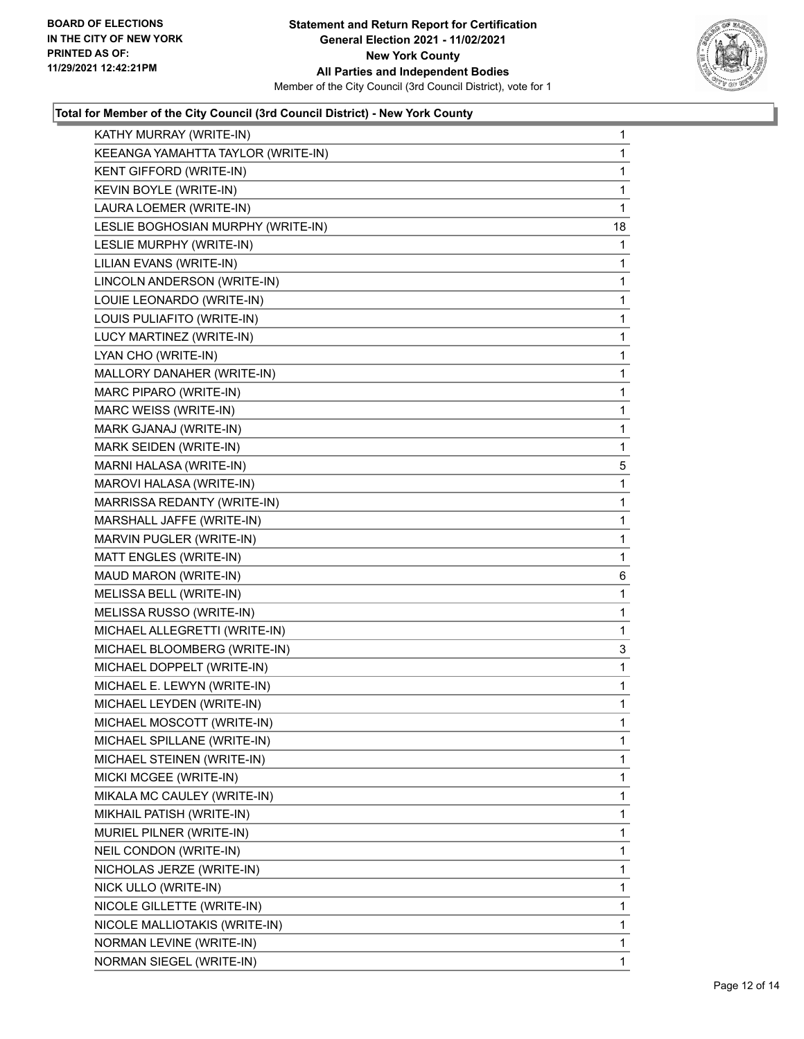**Statement and Return Report for Certification**
**General Election 2021 - 11/02/2021**
**New York County**
**All Parties and Independent Bodies**
Member of the City Council (3rd Council District), vote for 1

BOARD OF ELECTIONS
IN THE CITY OF NEW YORK
PRINTED AS OF:
11/29/2021 12:42:21PM

### Total for Member of the City Council (3rd Council District) - New York County

| | |
|---|---|
| KATHY MURRAY (WRITE-IN) | 1 |
| KEEANGA YAMAHTTA TAYLOR (WRITE-IN) | 1 |
| KENT GIFFORD (WRITE-IN) | 1 |
| KEVIN BOYLE (WRITE-IN) | 1 |
| LAURA LOEMER (WRITE-IN) | 1 |
| LESLIE BOGHOSIAN MURPHY (WRITE-IN) | 18 |
| LESLIE MURPHY (WRITE-IN) | 1 |
| LILIAN EVANS (WRITE-IN) | 1 |
| LINCOLN ANDERSON (WRITE-IN) | 1 |
| LOUIE LEONARDO (WRITE-IN) | 1 |
| LOUIS PULIAFITO (WRITE-IN) | 1 |
| LUCY MARTINEZ (WRITE-IN) | 1 |
| LYAN CHO (WRITE-IN) | 1 |
| MALLORY DANAHER (WRITE-IN) | 1 |
| MARC PIPARO (WRITE-IN) | 1 |
| MARC WEISS (WRITE-IN) | 1 |
| MARK GJANAJ (WRITE-IN) | 1 |
| MARK SEIDEN (WRITE-IN) | 1 |
| MARNI HALASA (WRITE-IN) | 5 |
| MAROVI HALASA (WRITE-IN) | 1 |
| MARRISSA REDANTY (WRITE-IN) | 1 |
| MARSHALL JAFFE (WRITE-IN) | 1 |
| MARVIN PUGLER (WRITE-IN) | 1 |
| MATT ENGLES (WRITE-IN) | 1 |
| MAUD MARON (WRITE-IN) | 6 |
| MELISSA BELL (WRITE-IN) | 1 |
| MELISSA RUSSO (WRITE-IN) | 1 |
| MICHAEL ALLEGRETTI (WRITE-IN) | 1 |
| MICHAEL BLOOMBERG (WRITE-IN) | 3 |
| MICHAEL DOPPELT (WRITE-IN) | 1 |
| MICHAEL E. LEWYN (WRITE-IN) | 1 |
| MICHAEL LEYDEN (WRITE-IN) | 1 |
| MICHAEL MOSCOTT (WRITE-IN) | 1 |
| MICHAEL SPILLANE (WRITE-IN) | 1 |
| MICHAEL STEINEN (WRITE-IN) | 1 |
| MICKI MCGEE (WRITE-IN) | 1 |
| MIKALA MC CAULEY (WRITE-IN) | 1 |
| MIKHAIL PATISH (WRITE-IN) | 1 |
| MURIEL PILNER (WRITE-IN) | 1 |
| NEIL CONDON (WRITE-IN) | 1 |
| NICHOLAS JERZE (WRITE-IN) | 1 |
| NICK ULLO (WRITE-IN) | 1 |
| NICOLE GILLETTE (WRITE-IN) | 1 |
| NICOLE MALLIOTAKIS (WRITE-IN) | 1 |
| NORMAN LEVINE (WRITE-IN) | 1 |
| NORMAN SIEGEL (WRITE-IN) | 1 |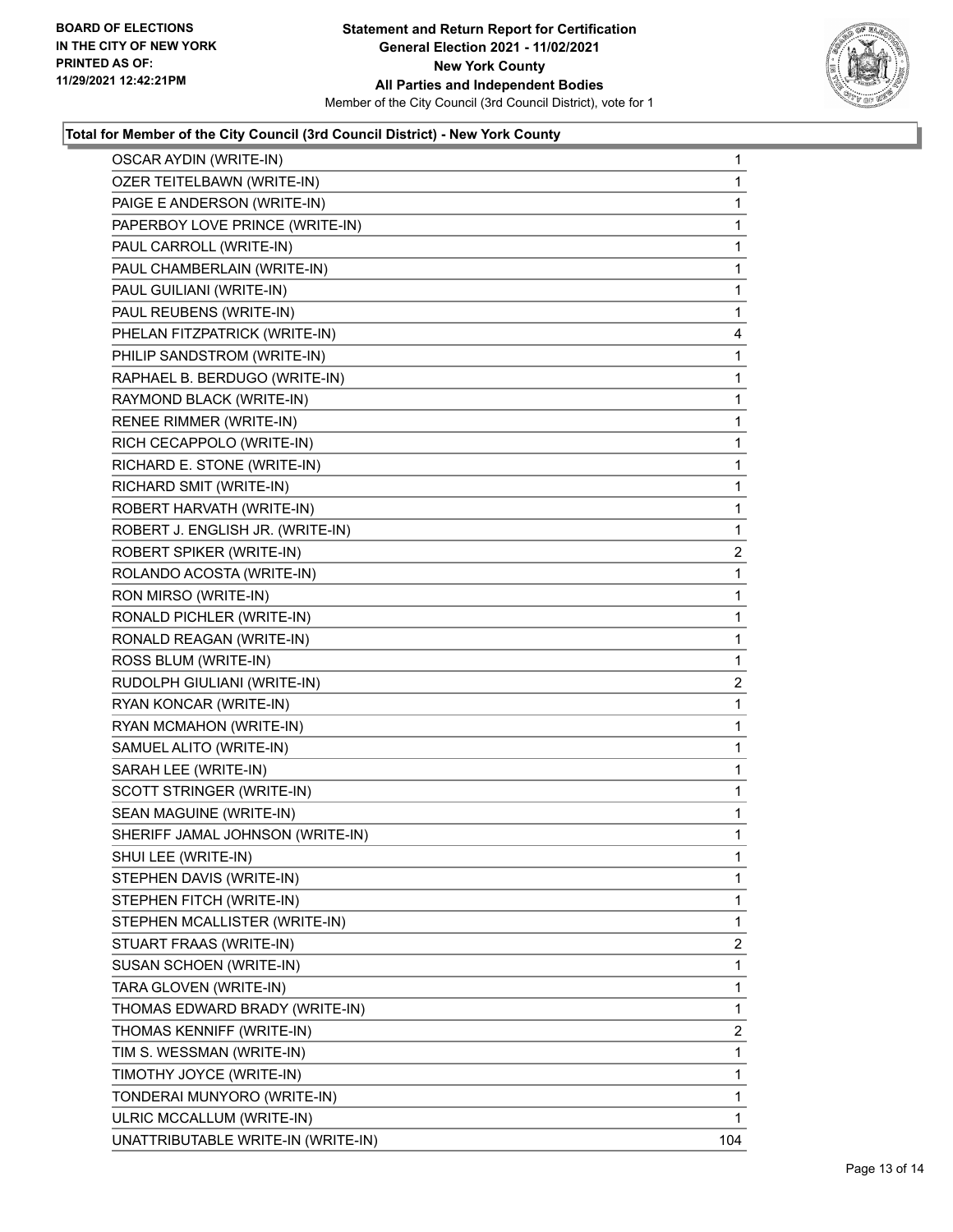**Total for Member of the City Council (3rd Council District) - New York County**

| Candidate | Votes |
|---|---|
| OSCAR AYDIN (WRITE-IN) | 1 |
| OZER TEITELBAWN (WRITE-IN) | 1 |
| PAIGE E ANDERSON (WRITE-IN) | 1 |
| PAPERBOY LOVE PRINCE (WRITE-IN) | 1 |
| PAUL CARROLL (WRITE-IN) | 1 |
| PAUL CHAMBERLAIN (WRITE-IN) | 1 |
| PAUL GUILIANI (WRITE-IN) | 1 |
| PAUL REUBENS (WRITE-IN) | 1 |
| PHELAN FITZPATRICK (WRITE-IN) | 4 |
| PHILIP SANDSTROM (WRITE-IN) | 1 |
| RAPHAEL B. BERDUGO (WRITE-IN) | 1 |
| RAYMOND BLACK (WRITE-IN) | 1 |
| RENEE RIMMER (WRITE-IN) | 1 |
| RICH CECAPPOLO (WRITE-IN) | 1 |
| RICHARD E. STONE (WRITE-IN) | 1 |
| RICHARD SMIT (WRITE-IN) | 1 |
| ROBERT HARVATH (WRITE-IN) | 1 |
| ROBERT J. ENGLISH JR. (WRITE-IN) | 1 |
| ROBERT SPIKER (WRITE-IN) | 2 |
| ROLANDO ACOSTA (WRITE-IN) | 1 |
| RON MIRSO (WRITE-IN) | 1 |
| RONALD PICHLER (WRITE-IN) | 1 |
| RONALD REAGAN (WRITE-IN) | 1 |
| ROSS BLUM (WRITE-IN) | 1 |
| RUDOLPH GIULIANI (WRITE-IN) | 2 |
| RYAN KONCAR (WRITE-IN) | 1 |
| RYAN MCMAHON (WRITE-IN) | 1 |
| SAMUEL ALITO (WRITE-IN) | 1 |
| SARAH LEE (WRITE-IN) | 1 |
| SCOTT STRINGER (WRITE-IN) | 1 |
| SEAN MAGUINE (WRITE-IN) | 1 |
| SHERIFF JAMAL JOHNSON (WRITE-IN) | 1 |
| SHUI LEE (WRITE-IN) | 1 |
| STEPHEN DAVIS (WRITE-IN) | 1 |
| STEPHEN FITCH (WRITE-IN) | 1 |
| STEPHEN MCALLISTER (WRITE-IN) | 1 |
| STUART FRAAS (WRITE-IN) | 2 |
| SUSAN SCHOEN (WRITE-IN) | 1 |
| TARA GLOVEN (WRITE-IN) | 1 |
| THOMAS EDWARD BRADY (WRITE-IN) | 1 |
| THOMAS KENNIFF (WRITE-IN) | 2 |
| TIM S. WESSMAN (WRITE-IN) | 1 |
| TIMOTHY JOYCE (WRITE-IN) | 1 |
| TONDERAI MUNYORO (WRITE-IN) | 1 |
| ULRIC MCCALLUM (WRITE-IN) | 1 |
| UNATTRIBUTABLE WRITE-IN (WRITE-IN) | 104 |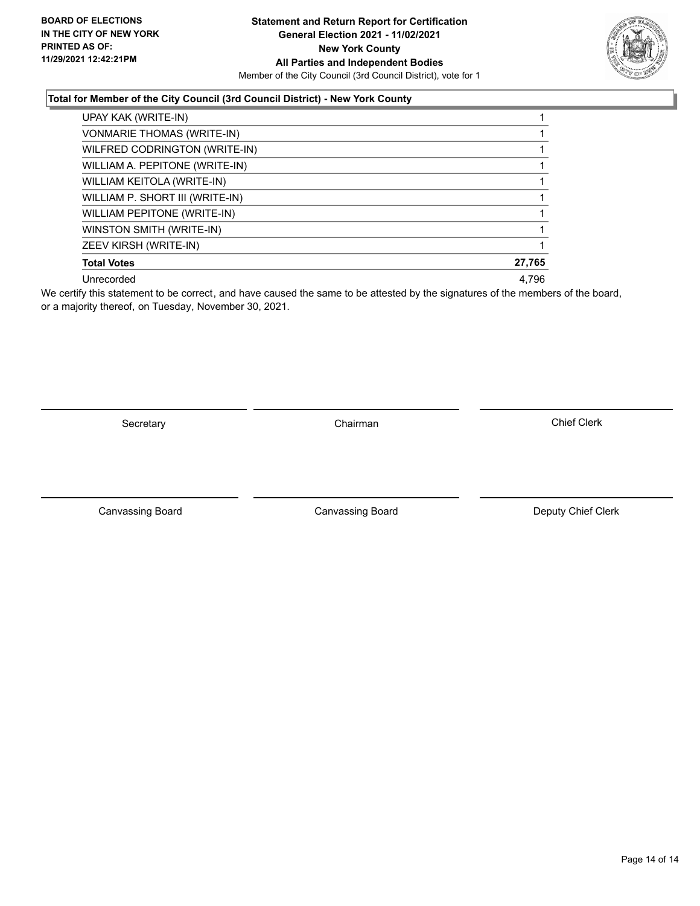**BOARD OF ELECTIONS IN THE CITY OF NEW YORK PRINTED AS OF: 11/29/2021 12:42:21PM**

**Statement and Return Report for Certification General Election 2021 - 11/02/2021 New York County All Parties and Independent Bodies**

Member of the City Council (3rd Council District), vote for 1

### Total for Member of the City Council (3rd Council District) - New York County

| | |
|---|---|
| UPAY KAK (WRITE-IN) | 1 |
| VONMARIE THOMAS (WRITE-IN) | 1 |
| WILFRED CODRINGTON (WRITE-IN) | 1 |
| WILLIAM A. PEPITONE (WRITE-IN) | 1 |
| WILLIAM KEITOLA (WRITE-IN) | 1 |
| WILLIAM P. SHORT III (WRITE-IN) | 1 |
| WILLIAM PEPITONE (WRITE-IN) | 1 |
| WINSTON SMITH (WRITE-IN) | 1 |
| ZEEV KIRSH (WRITE-IN) | 1 |
| **Total Votes** | **27,765** |
| Unrecorded | 4,796 |

We certify this statement to be correct, and have caused the same to be attested by the signatures of the members of the board, or a majority thereof, on Tuesday, November 30, 2021.

| | | |
|---|---|---|
| Secretary | Chairman | Chief Clerk |
| Canvassing Board | Canvassing Board | Deputy Chief Clerk |